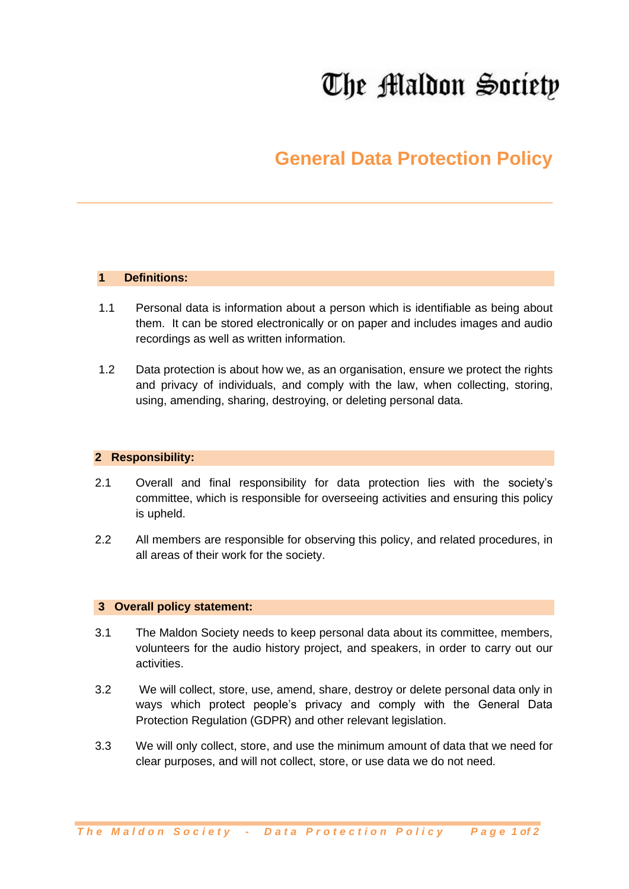# The Maldon Society

## General Data Protection Policy

### 1 Definitions:

1.1 Personal data is information about a person which is identifiable as being about them. It can be stored electronically or on paper and includes images and audio recordings as well as written information.

1.2 Data protection is about how we, as an organisation, ensure we protect the rights and privacy of individuals, and comply with the law, when collecting, storing, using, amending, sharing, destroying, or deleting personal data.

### 2 Responsibility:

2.1 Overall and final responsibility for data protection lies with the society's committee, which is responsible for overseeing activities and ensuring this policy is upheld.

2.2 All members are responsible for observing this policy, and related procedures, in all areas of their work for the society.

### 3 Overall policy statement:

3.1 The Maldon Society needs to keep personal data about its committee, members, volunteers for the audio history project, and speakers, in order to carry out our activities.

3.2 We will collect, store, use, amend, share, destroy or delete personal data only in ways which protect people's privacy and comply with the General Data Protection Regulation (GDPR) and other relevant legislation.

3.3 We will only collect, store, and use the minimum amount of data that we need for clear purposes, and will not collect, store, or use data we do not need.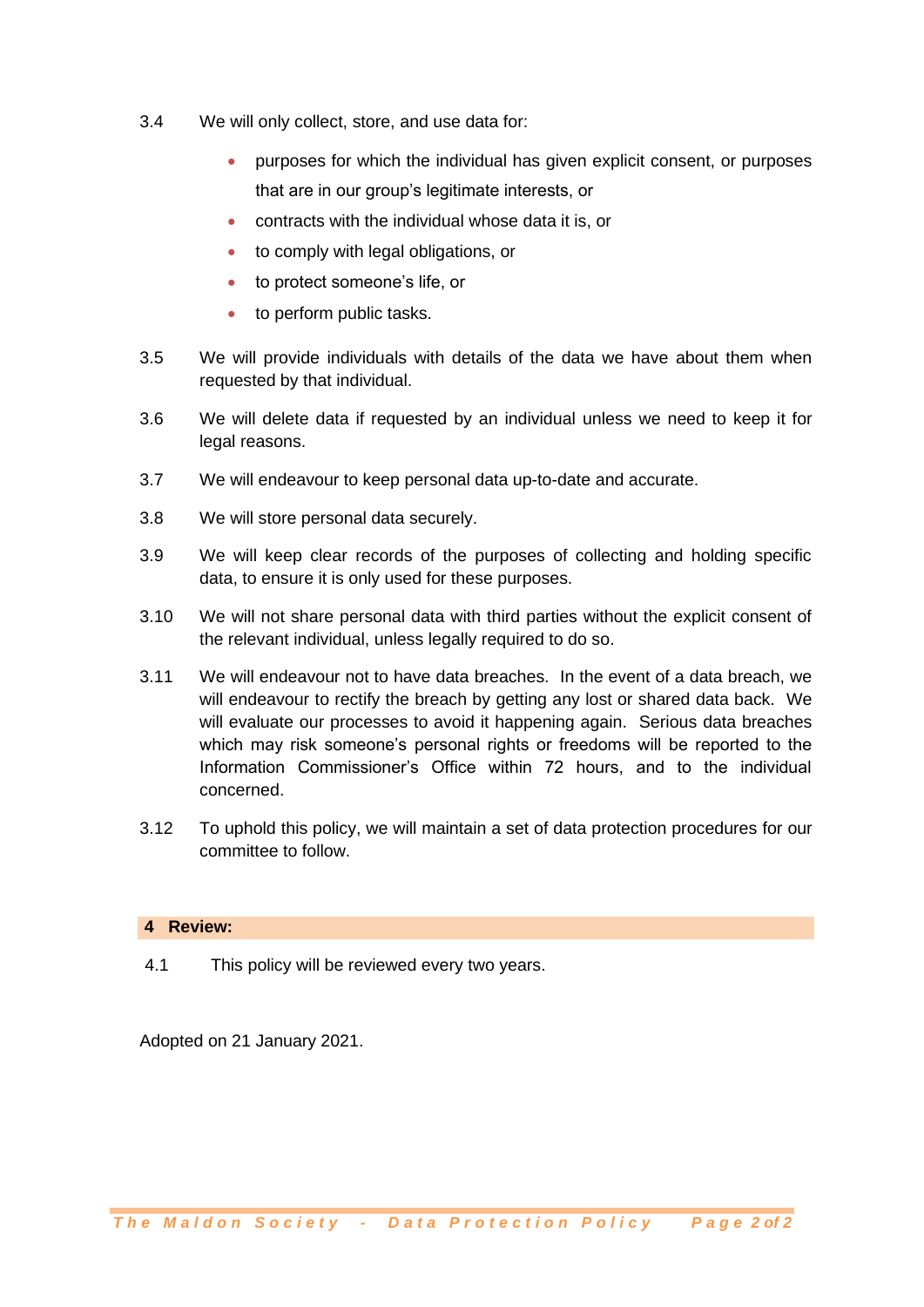3.4 We will only collect, store, and use data for:

- purposes for which the individual has given explicit consent, or purposes that are in our group's legitimate interests, or
- contracts with the individual whose data it is, or
- to comply with legal obligations, or
- to protect someone's life, or
- to perform public tasks.

3.5 We will provide individuals with details of the data we have about them when requested by that individual.

3.6 We will delete data if requested by an individual unless we need to keep it for legal reasons.

3.7 We will endeavour to keep personal data up-to-date and accurate.

3.8 We will store personal data securely.

3.9 We will keep clear records of the purposes of collecting and holding specific data, to ensure it is only used for these purposes.

3.10 We will not share personal data with third parties without the explicit consent of the relevant individual, unless legally required to do so.

3.11 We will endeavour not to have data breaches. In the event of a data breach, we will endeavour to rectify the breach by getting any lost or shared data back. We will evaluate our processes to avoid it happening again. Serious data breaches which may risk someone's personal rights or freedoms will be reported to the Information Commissioner's Office within 72 hours, and to the individual concerned.

3.12 To uphold this policy, we will maintain a set of data protection procedures for our committee to follow.

## 4 Review:

4.1 This policy will be reviewed every two years.

Adopted on 21 January 2021.